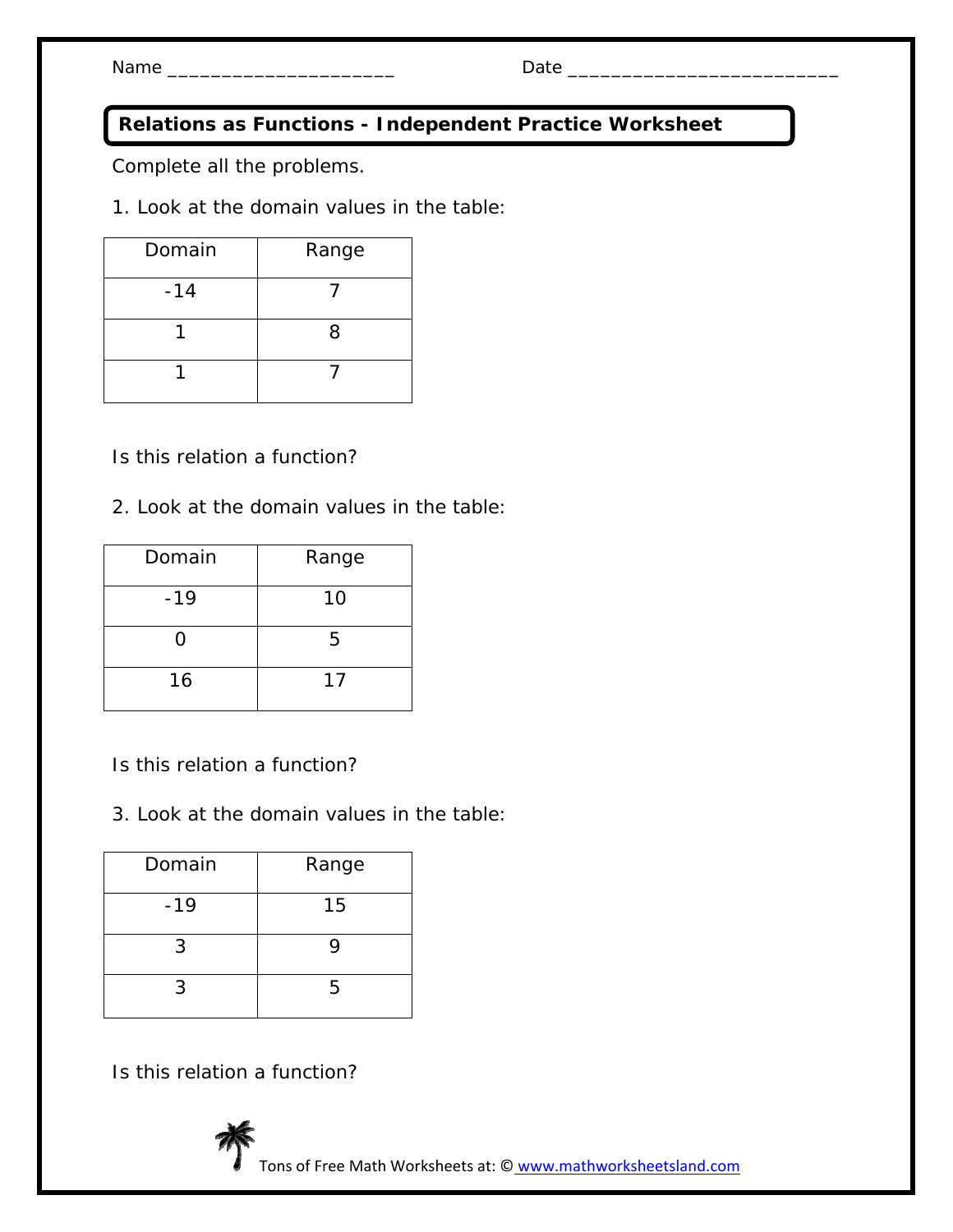Name ____________________ Date ________________________

## Relations as Functions - Independent Practice Worksheet

Complete all the problems.

1. Look at the domain values in the table:

| Domain | Range |
|---|---|
| -14 | 7 |
| 1 | 8 |
| 1 | 7 |

Is this relation a function?

2. Look at the domain values in the table:

| Domain | Range |
|---|---|
| -19 | 10 |
| 0 | 5 |
| 16 | 17 |

Is this relation a function?

3. Look at the domain values in the table:

| Domain | Range |
|---|---|
| -19 | 15 |
| 3 | 9 |
| 3 | 5 |

Is this relation a function?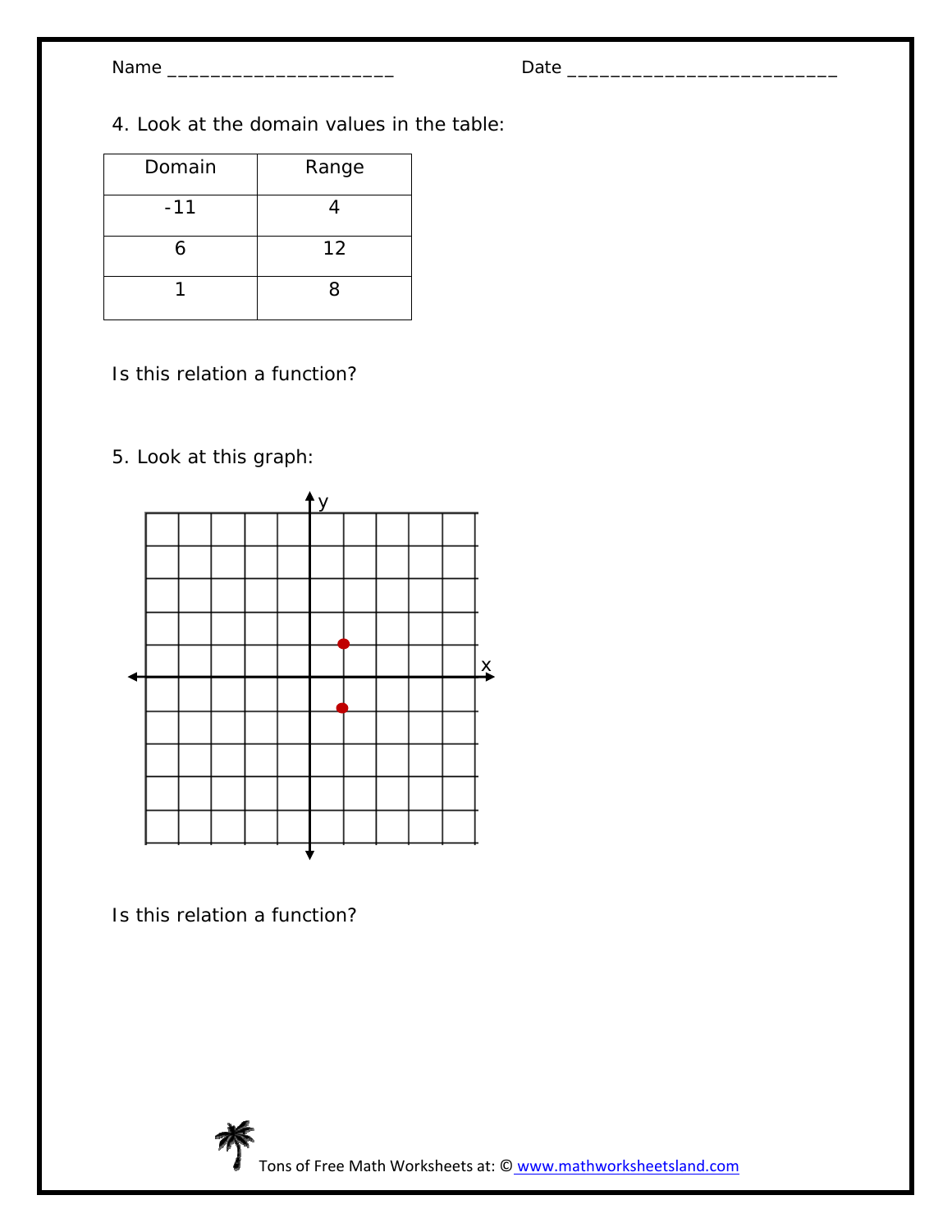Name ______________________ Date __________________________

4. Look at the domain values in the table:

| Domain | Range |
|---|---|
| -11 | 4 |
| 6 | 12 |
| 1 | 8 |

Is this relation a function?

5. Look at this graph:

Is this relation a function?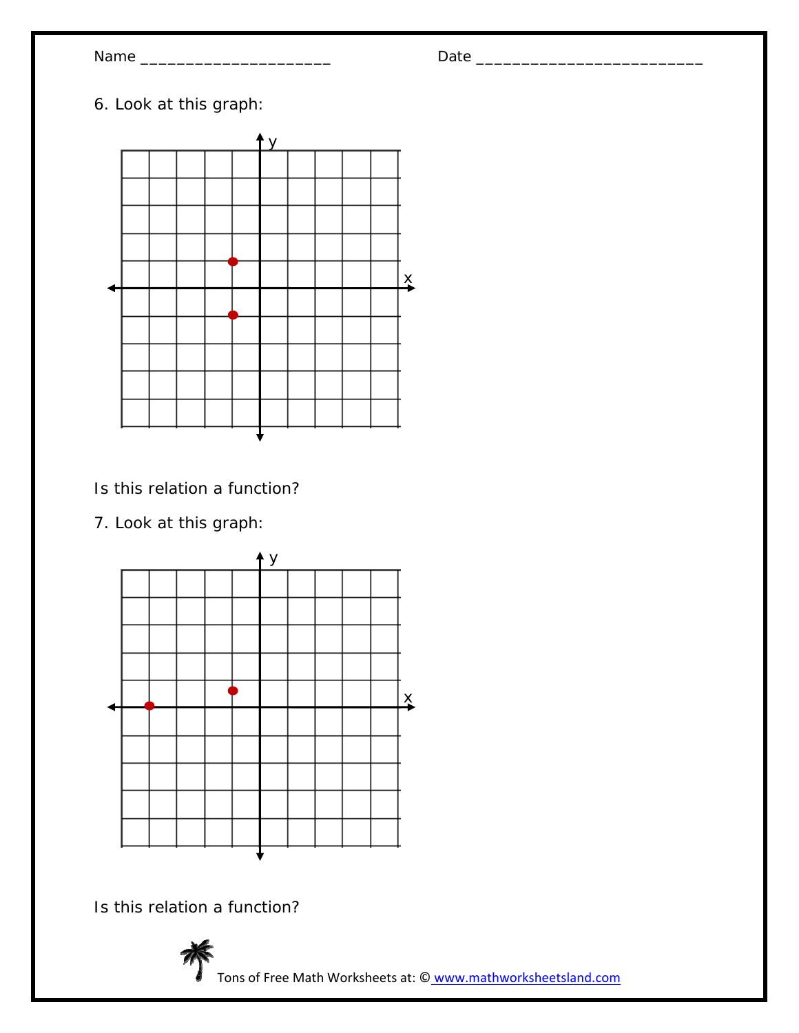Name ______________________ Date __________________________

6. Look at this graph:

Is this relation a function?

7. Look at this graph:

Is this relation a function?

Tons of Free Math Worksheets at: © www.mathworksheetsland.com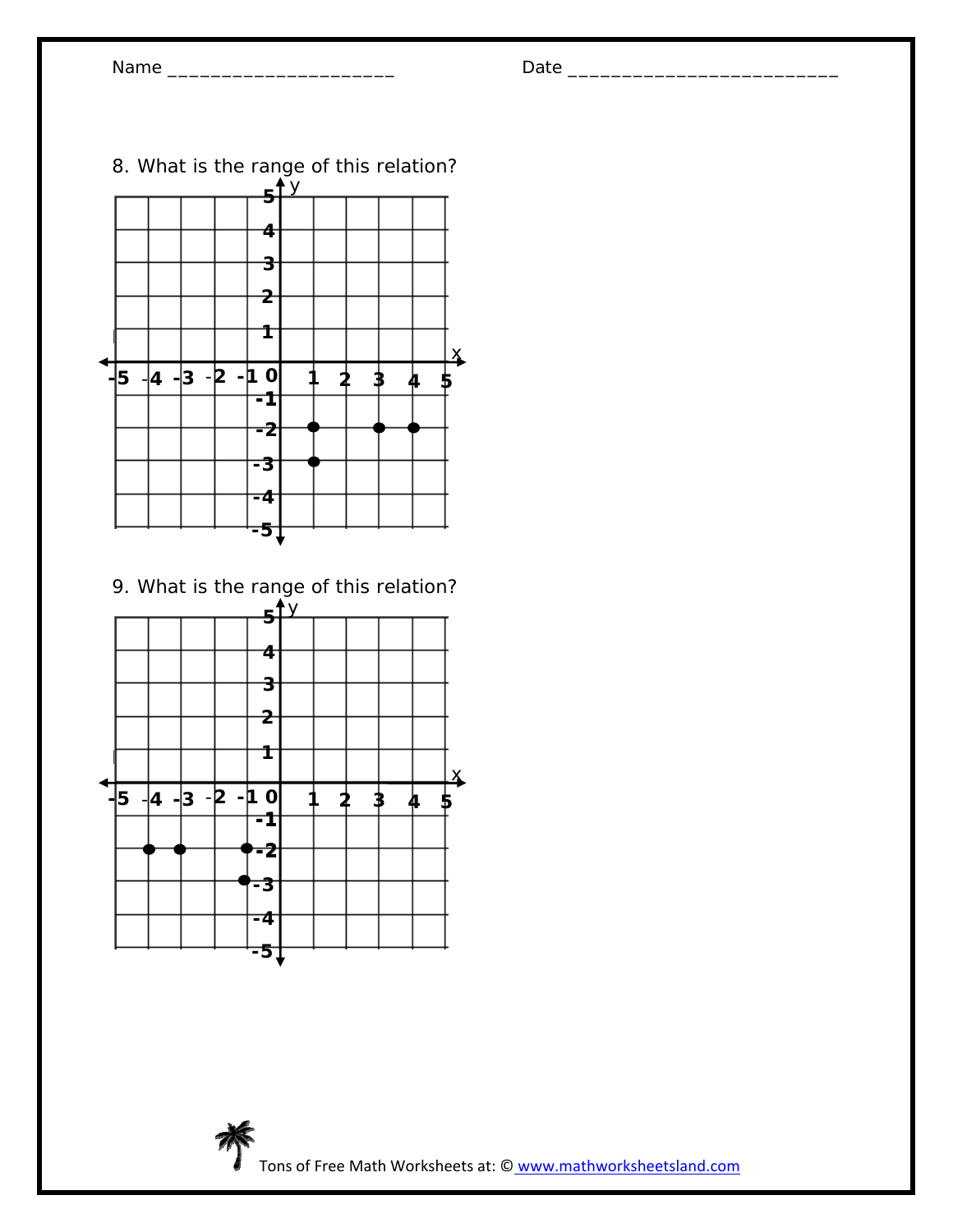Name ______________________ Date __________________________

8. What is the range of this relation?

9. What is the range of this relation?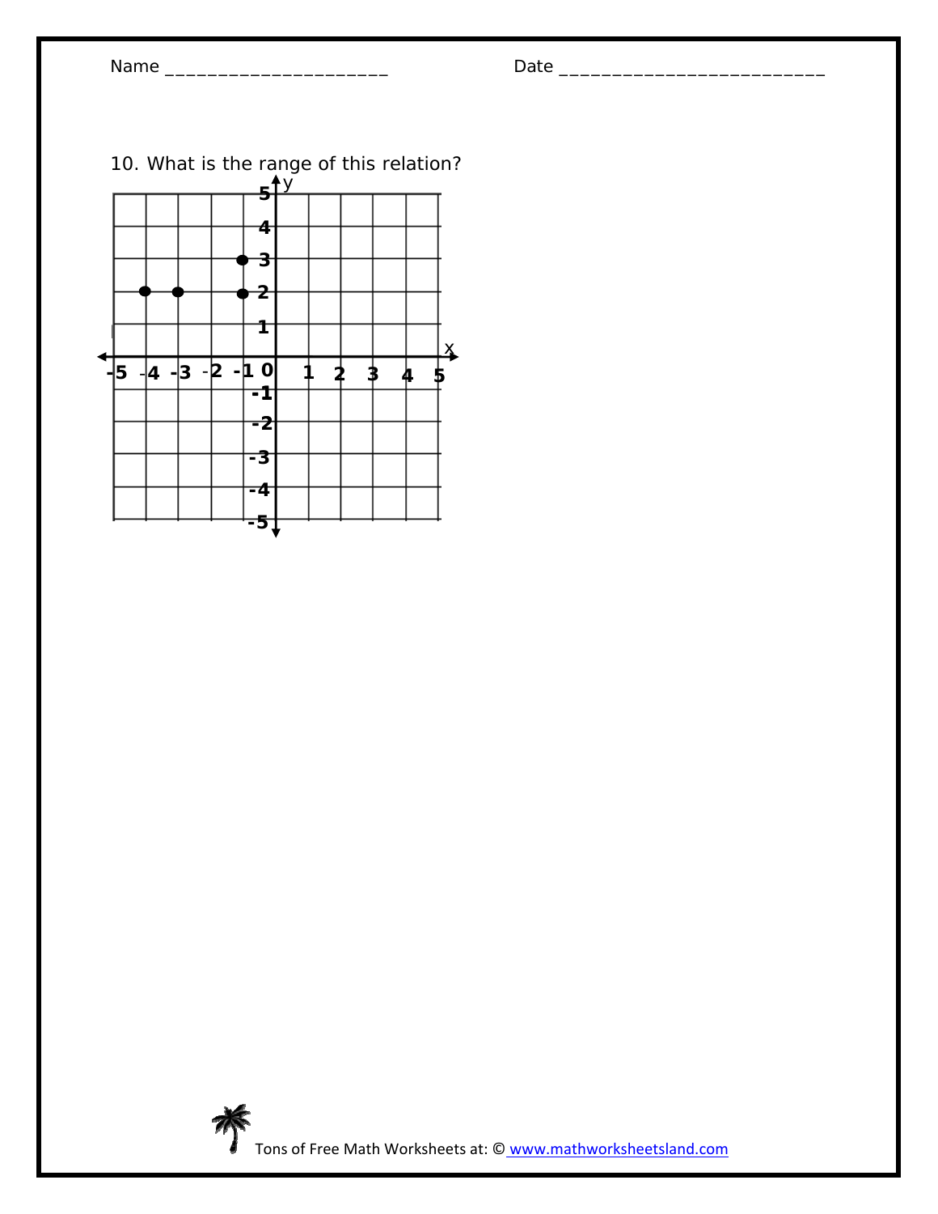Name ______________________ Date __________________________

10. What is the range of this relation?

y

x

5
4
3
2
1
-5 -4 -3 -2 -1 0 1 2 3 4 5
-1
-2
-3
-4
-5

Tons of Free Math Worksheets at: © www.mathworksheetsland.com